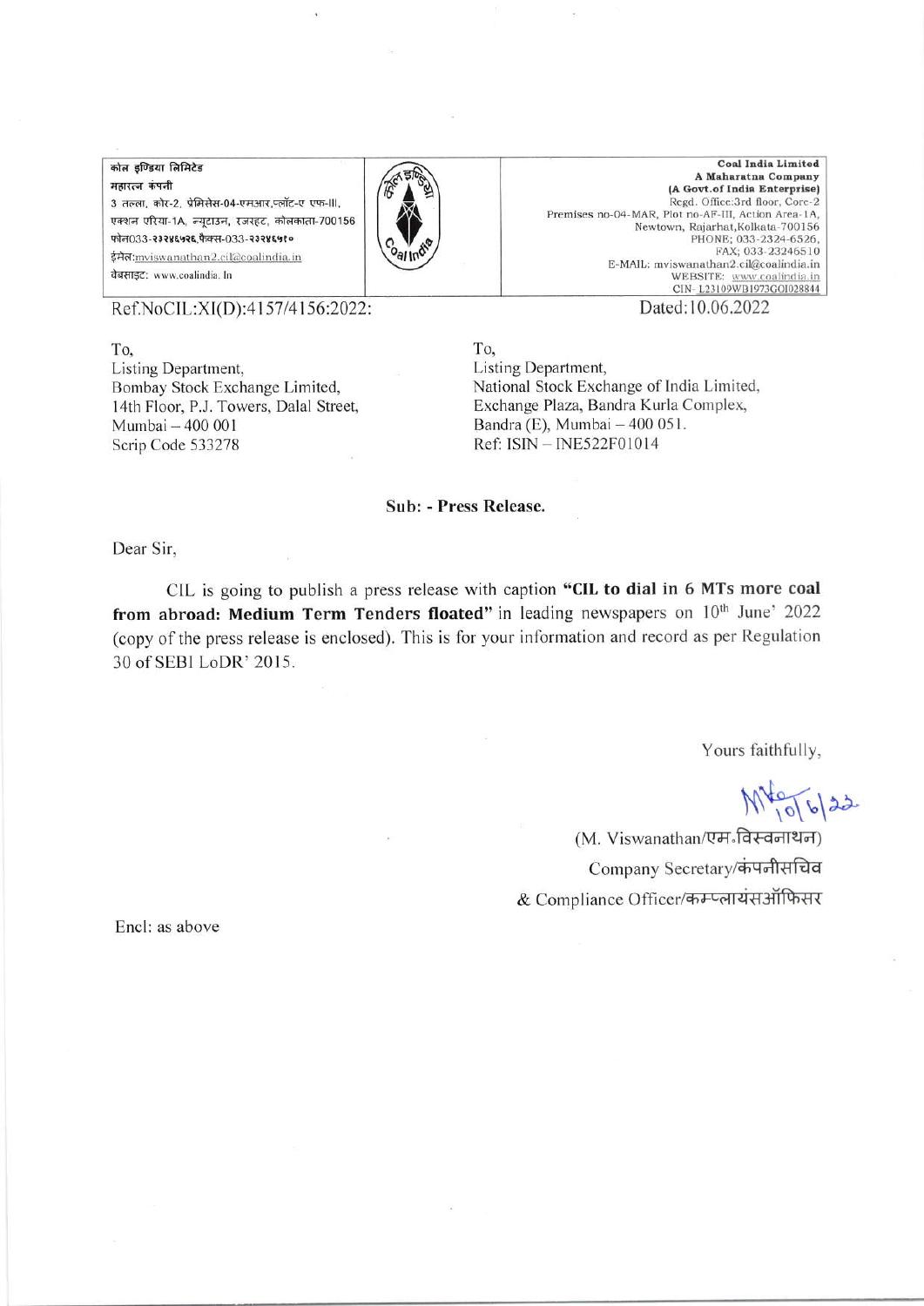कोल इण्डिया लिमिटेड
महारत्न कंपनी
3 तल्ला, कोर-2, प्रेमिसेस-04-एमआर,प्लॉट-ए एफ-III,
एक्शन एरिया-1A, न्यूटाउन, रजरहट, कोलकाता-700156
फोन033-२३२४६५२६,फैक्स-033-२३२४६५१०
ईमेल:mviswanathan2.cil@coalindia.in
वेबसाइट: www.coalindia. In

**Coal India Limited**
**A Maharatna Company**
**(A Govt.of India Enterprise)**
Regd. Office:3rd floor, Core-2
Premises no-04-MAR, Plot no-AF-III, Action Area-1A,
Newtown, Rajarhat,Kolkata-700156
PHONE; 033-2324-6526,
FAX; 033-23246510
E-MAIL: mviswanathan2.cil@coalindia.in
WEBSITE: www.coalindia.in
CIN- L23109WB1973GOI028844

Ref.NoCIL:XI(D):4157/4156:2022:

Dated:10.06.2022

To,
Listing Department,
Bombay Stock Exchange Limited,
14th Floor, P.J. Towers, Dalal Street,
Mumbai – 400 001
Scrip Code 533278

To,
Listing Department,
National Stock Exchange of India Limited,
Exchange Plaza, Bandra Kurla Complex,
Bandra (E), Mumbai – 400 051.
Ref: ISIN – INE522F01014

**Sub: - Press Release.**

Dear Sir,

CIL is going to publish a press release with caption **"CIL to dial in 6 MTs more coal from abroad: Medium Term Tenders floated"** in leading newspapers on 10th June' 2022 (copy of the press release is enclosed). This is for your information and record as per Regulation 30 of SEBI LoDR' 2015.

Yours faithfully,

(M. Viswanathan/एम.विस्वनाथन)
Company Secretary/कंपनीसचिव
& Compliance Officer/कम्प्लायंसऑफिसर

Encl: as above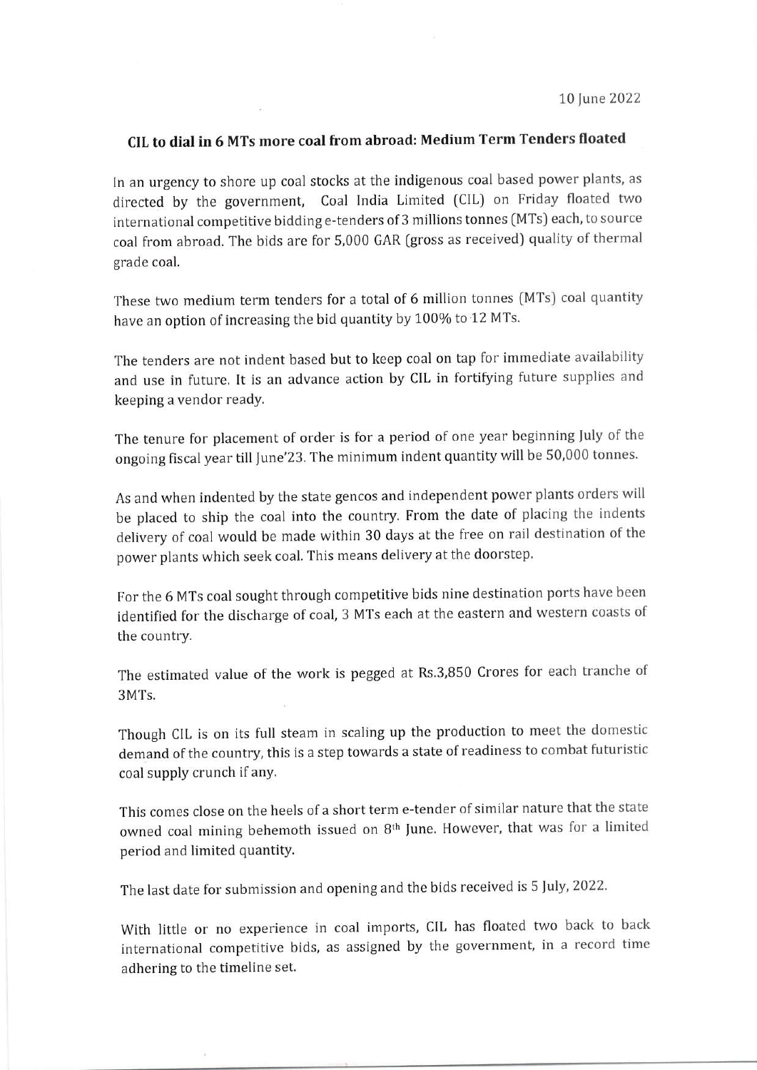10 June 2022

## CIL to dial in 6 MTs more coal from abroad: Medium Term Tenders floated

In an urgency to shore up coal stocks at the indigenous coal based power plants, as directed by the government, Coal India Limited (CIL) on Friday floated two international competitive bidding e-tenders of 3 millions tonnes (MTs) each, to source coal from abroad. The bids are for 5,000 GAR (gross as received) quality of thermal grade coal.

These two medium term tenders for a total of 6 million tonnes (MTs) coal quantity have an option of increasing the bid quantity by 100% to 12 MTs.

The tenders are not indent based but to keep coal on tap for immediate availability and use in future. It is an advance action by CIL in fortifying future supplies and keeping a vendor ready.

The tenure for placement of order is for a period of one year beginning July of the ongoing fiscal year till June'23. The minimum indent quantity will be 50,000 tonnes.

As and when indented by the state gencos and independent power plants orders will be placed to ship the coal into the country. From the date of placing the indents delivery of coal would be made within 30 days at the free on rail destination of the power plants which seek coal. This means delivery at the doorstep.

For the 6 MTs coal sought through competitive bids nine destination ports have been identified for the discharge of coal, 3 MTs each at the eastern and western coasts of the country.

The estimated value of the work is pegged at Rs.3,850 Crores for each tranche of 3MTs.

Though CIL is on its full steam in scaling up the production to meet the domestic demand of the country, this is a step towards a state of readiness to combat futuristic coal supply crunch if any.

This comes close on the heels of a short term e-tender of similar nature that the state owned coal mining behemoth issued on 8th June. However, that was for a limited period and limited quantity.

The last date for submission and opening and the bids received is 5 July, 2022.

With little or no experience in coal imports, CIL has floated two back to back international competitive bids, as assigned by the government, in a record time adhering to the timeline set.